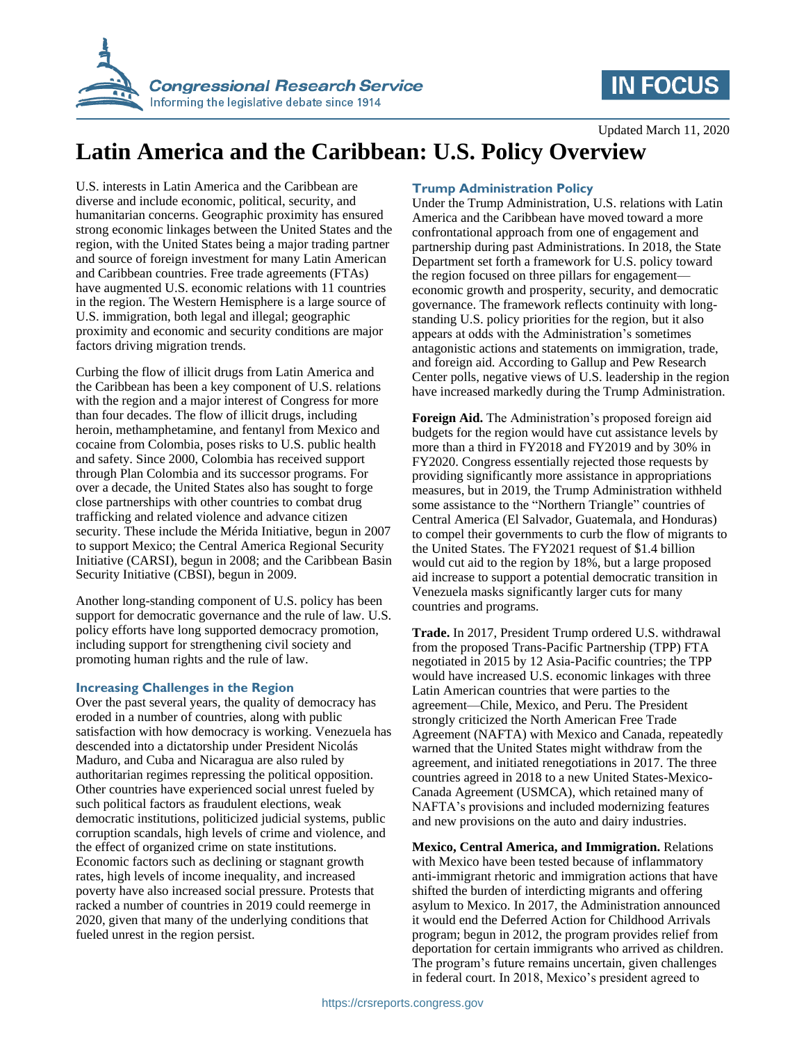Updated March 11, 2020

# Latin America and the Caribbean: U.S. Policy Overview

U.S. interests in Latin America and the Caribbean are diverse and include economic, political, security, and humanitarian concerns. Geographic proximity has ensured strong economic linkages between the United States and the region, with the United States being a major trading partner and source of foreign investment for many Latin American and Caribbean countries. Free trade agreements (FTAs) have augmented U.S. economic relations with 11 countries in the region. The Western Hemisphere is a large source of U.S. immigration, both legal and illegal; geographic proximity and economic and security conditions are major factors driving migration trends.

Curbing the flow of illicit drugs from Latin America and the Caribbean has been a key component of U.S. relations with the region and a major interest of Congress for more than four decades. The flow of illicit drugs, including heroin, methamphetamine, and fentanyl from Mexico and cocaine from Colombia, poses risks to U.S. public health and safety. Since 2000, Colombia has received support through Plan Colombia and its successor programs. For over a decade, the United States also has sought to forge close partnerships with other countries to combat drug trafficking and related violence and advance citizen security. These include the Mérida Initiative, begun in 2007 to support Mexico; the Central America Regional Security Initiative (CARSI), begun in 2008; and the Caribbean Basin Security Initiative (CBSI), begun in 2009.

Another long-standing component of U.S. policy has been support for democratic governance and the rule of law. U.S. policy efforts have long supported democracy promotion, including support for strengthening civil society and promoting human rights and the rule of law.

## Increasing Challenges in the Region

Over the past several years, the quality of democracy has eroded in a number of countries, along with public satisfaction with how democracy is working. Venezuela has descended into a dictatorship under President Nicolás Maduro, and Cuba and Nicaragua are also ruled by authoritarian regimes repressing the political opposition. Other countries have experienced social unrest fueled by such political factors as fraudulent elections, weak democratic institutions, politicized judicial systems, public corruption scandals, high levels of crime and violence, and the effect of organized crime on state institutions. Economic factors such as declining or stagnant growth rates, high levels of income inequality, and increased poverty have also increased social pressure. Protests that racked a number of countries in 2019 could reemerge in 2020, given that many of the underlying conditions that fueled unrest in the region persist.

## Trump Administration Policy

Under the Trump Administration, U.S. relations with Latin America and the Caribbean have moved toward a more confrontational approach from one of engagement and partnership during past Administrations. In 2018, the State Department set forth a framework for U.S. policy toward the region focused on three pillars for engagement—economic growth and prosperity, security, and democratic governance. The framework reflects continuity with long-standing U.S. policy priorities for the region, but it also appears at odds with the Administration's sometimes antagonistic actions and statements on immigration, trade, and foreign aid. According to Gallup and Pew Research Center polls, negative views of U.S. leadership in the region have increased markedly during the Trump Administration.

**Foreign Aid.** The Administration's proposed foreign aid budgets for the region would have cut assistance levels by more than a third in FY2018 and FY2019 and by 30% in FY2020. Congress essentially rejected those requests by providing significantly more assistance in appropriations measures, but in 2019, the Trump Administration withheld some assistance to the "Northern Triangle" countries of Central America (El Salvador, Guatemala, and Honduras) to compel their governments to curb the flow of migrants to the United States. The FY2021 request of $1.4 billion would cut aid to the region by 18%, but a large proposed aid increase to support a potential democratic transition in Venezuela masks significantly larger cuts for many countries and programs.

**Trade.** In 2017, President Trump ordered U.S. withdrawal from the proposed Trans-Pacific Partnership (TPP) FTA negotiated in 2015 by 12 Asia-Pacific countries; the TPP would have increased U.S. economic linkages with three Latin American countries that were parties to the agreement—Chile, Mexico, and Peru. The President strongly criticized the North American Free Trade Agreement (NAFTA) with Mexico and Canada, repeatedly warned that the United States might withdraw from the agreement, and initiated renegotiations in 2017. The three countries agreed in 2018 to a new United States-Mexico-Canada Agreement (USMCA), which retained many of NAFTA's provisions and included modernizing features and new provisions on the auto and dairy industries.

**Mexico, Central America, and Immigration.** Relations with Mexico have been tested because of inflammatory anti-immigrant rhetoric and immigration actions that have shifted the burden of interdicting migrants and offering asylum to Mexico. In 2017, the Administration announced it would end the Deferred Action for Childhood Arrivals program; begun in 2012, the program provides relief from deportation for certain immigrants who arrived as children. The program's future remains uncertain, given challenges in federal court. In 2018, Mexico's president agreed to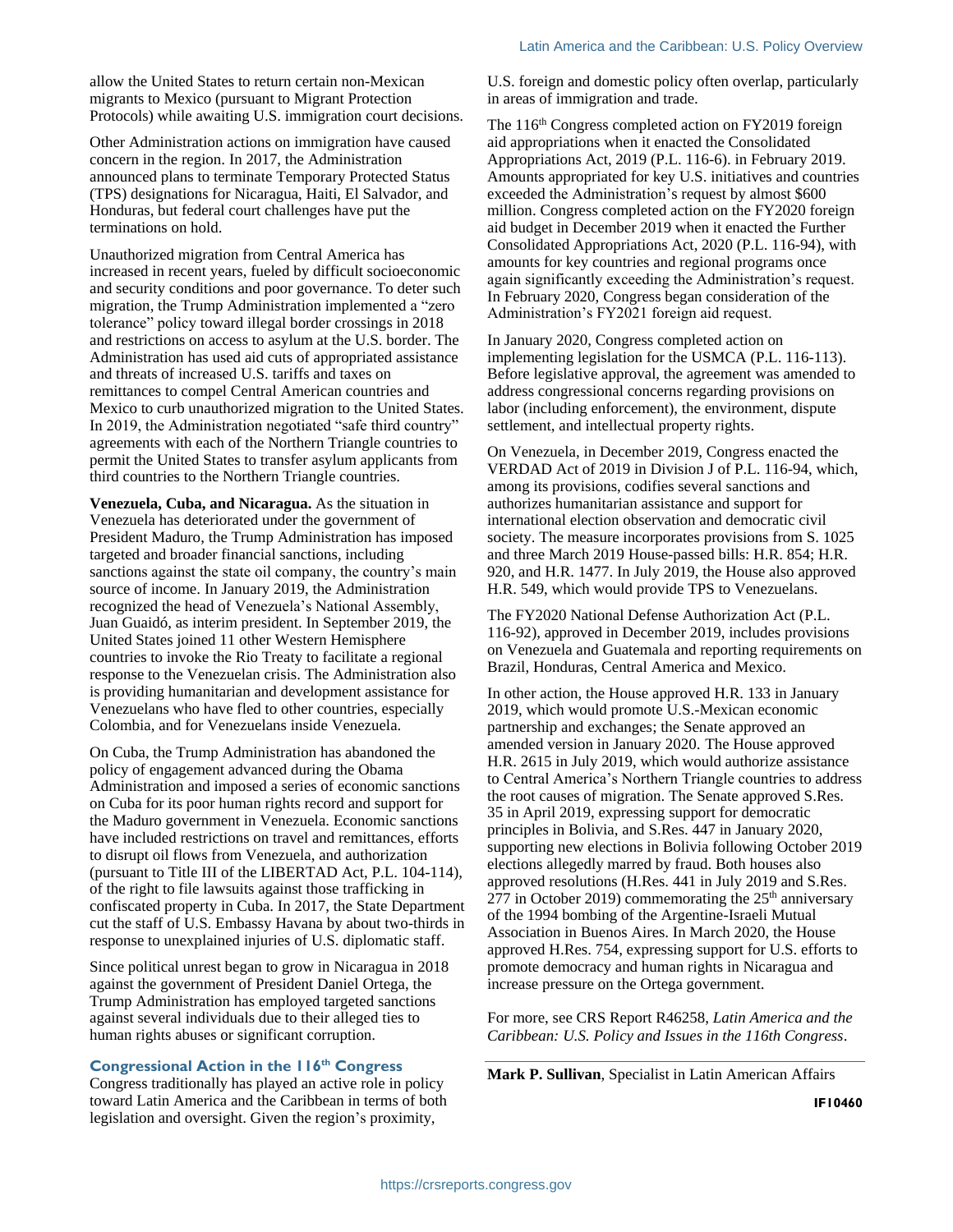allow the United States to return certain non-Mexican migrants to Mexico (pursuant to Migrant Protection Protocols) while awaiting U.S. immigration court decisions.

Other Administration actions on immigration have caused concern in the region. In 2017, the Administration announced plans to terminate Temporary Protected Status (TPS) designations for Nicaragua, Haiti, El Salvador, and Honduras, but federal court challenges have put the terminations on hold.

Unauthorized migration from Central America has increased in recent years, fueled by difficult socioeconomic and security conditions and poor governance. To deter such migration, the Trump Administration implemented a "zero tolerance" policy toward illegal border crossings in 2018 and restrictions on access to asylum at the U.S. border. The Administration has used aid cuts of appropriated assistance and threats of increased U.S. tariffs and taxes on remittances to compel Central American countries and Mexico to curb unauthorized migration to the United States. In 2019, the Administration negotiated "safe third country" agreements with each of the Northern Triangle countries to permit the United States to transfer asylum applicants from third countries to the Northern Triangle countries.

**Venezuela, Cuba, and Nicaragua.** As the situation in Venezuela has deteriorated under the government of President Maduro, the Trump Administration has imposed targeted and broader financial sanctions, including sanctions against the state oil company, the country's main source of income. In January 2019, the Administration recognized the head of Venezuela's National Assembly, Juan Guaidó, as interim president. In September 2019, the United States joined 11 other Western Hemisphere countries to invoke the Rio Treaty to facilitate a regional response to the Venezuelan crisis. The Administration also is providing humanitarian and development assistance for Venezuelans who have fled to other countries, especially Colombia, and for Venezuelans inside Venezuela.

On Cuba, the Trump Administration has abandoned the policy of engagement advanced during the Obama Administration and imposed a series of economic sanctions on Cuba for its poor human rights record and support for the Maduro government in Venezuela. Economic sanctions have included restrictions on travel and remittances, efforts to disrupt oil flows from Venezuela, and authorization (pursuant to Title III of the LIBERTAD Act, P.L. 104-114), of the right to file lawsuits against those trafficking in confiscated property in Cuba. In 2017, the State Department cut the staff of U.S. Embassy Havana by about two-thirds in response to unexplained injuries of U.S. diplomatic staff.

Since political unrest began to grow in Nicaragua in 2018 against the government of President Daniel Ortega, the Trump Administration has employed targeted sanctions against several individuals due to their alleged ties to human rights abuses or significant corruption.

## Congressional Action in the 116th Congress

Congress traditionally has played an active role in policy toward Latin America and the Caribbean in terms of both legislation and oversight. Given the region's proximity, U.S. foreign and domestic policy often overlap, particularly in areas of immigration and trade.

The 116th Congress completed action on FY2019 foreign aid appropriations when it enacted the Consolidated Appropriations Act, 2019 (P.L. 116-6). in February 2019. Amounts appropriated for key U.S. initiatives and countries exceeded the Administration's request by almost $600 million. Congress completed action on the FY2020 foreign aid budget in December 2019 when it enacted the Further Consolidated Appropriations Act, 2020 (P.L. 116-94), with amounts for key countries and regional programs once again significantly exceeding the Administration's request. In February 2020, Congress began consideration of the Administration's FY2021 foreign aid request.

In January 2020, Congress completed action on implementing legislation for the USMCA (P.L. 116-113). Before legislative approval, the agreement was amended to address congressional concerns regarding provisions on labor (including enforcement), the environment, dispute settlement, and intellectual property rights.

On Venezuela, in December 2019, Congress enacted the VERDAD Act of 2019 in Division J of P.L. 116-94, which, among its provisions, codifies several sanctions and authorizes humanitarian assistance and support for international election observation and democratic civil society. The measure incorporates provisions from S. 1025 and three March 2019 House-passed bills: H.R. 854; H.R. 920, and H.R. 1477. In July 2019, the House also approved H.R. 549, which would provide TPS to Venezuelans.

The FY2020 National Defense Authorization Act (P.L. 116-92), approved in December 2019, includes provisions on Venezuela and Guatemala and reporting requirements on Brazil, Honduras, Central America and Mexico.

In other action, the House approved H.R. 133 in January 2019, which would promote U.S.-Mexican economic partnership and exchanges; the Senate approved an amended version in January 2020. The House approved H.R. 2615 in July 2019, which would authorize assistance to Central America's Northern Triangle countries to address the root causes of migration. The Senate approved S.Res. 35 in April 2019, expressing support for democratic principles in Bolivia, and S.Res. 447 in January 2020, supporting new elections in Bolivia following October 2019 elections allegedly marred by fraud. Both houses also approved resolutions (H.Res. 441 in July 2019 and S.Res. 277 in October 2019) commemorating the 25th anniversary of the 1994 bombing of the Argentine-Israeli Mutual Association in Buenos Aires. In March 2020, the House approved H.Res. 754, expressing support for U.S. efforts to promote democracy and human rights in Nicaragua and increase pressure on the Ortega government.

For more, see CRS Report R46258, *Latin America and the Caribbean: U.S. Policy and Issues in the 116th Congress*.

**Mark P. Sullivan**, Specialist in Latin American Affairs

IF10460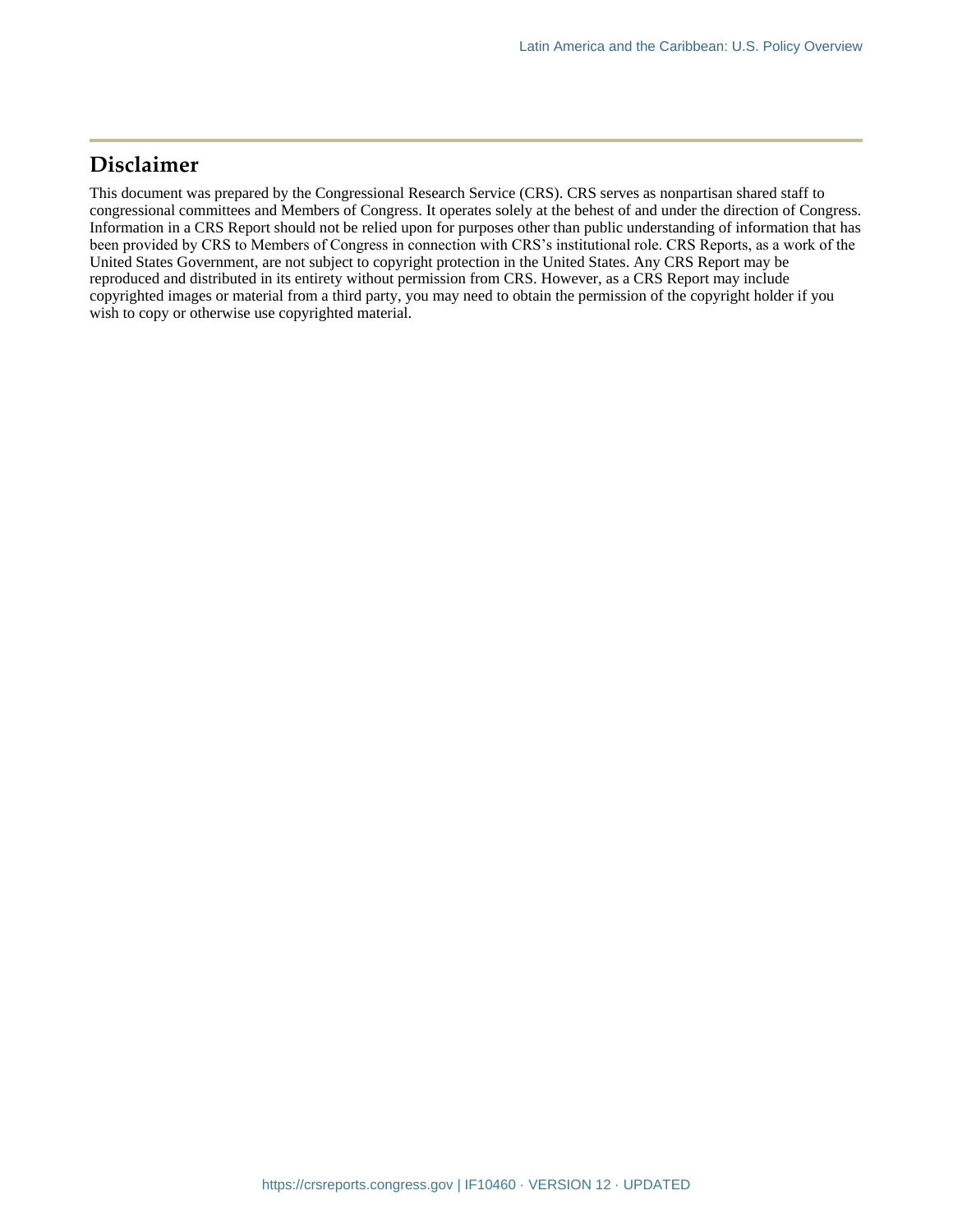## Disclaimer

This document was prepared by the Congressional Research Service (CRS). CRS serves as nonpartisan shared staff to congressional committees and Members of Congress. It operates solely at the behest of and under the direction of Congress. Information in a CRS Report should not be relied upon for purposes other than public understanding of information that has been provided by CRS to Members of Congress in connection with CRS's institutional role. CRS Reports, as a work of the United States Government, are not subject to copyright protection in the United States. Any CRS Report may be reproduced and distributed in its entirety without permission from CRS. However, as a CRS Report may include copyrighted images or material from a third party, you may need to obtain the permission of the copyright holder if you wish to copy or otherwise use copyrighted material.